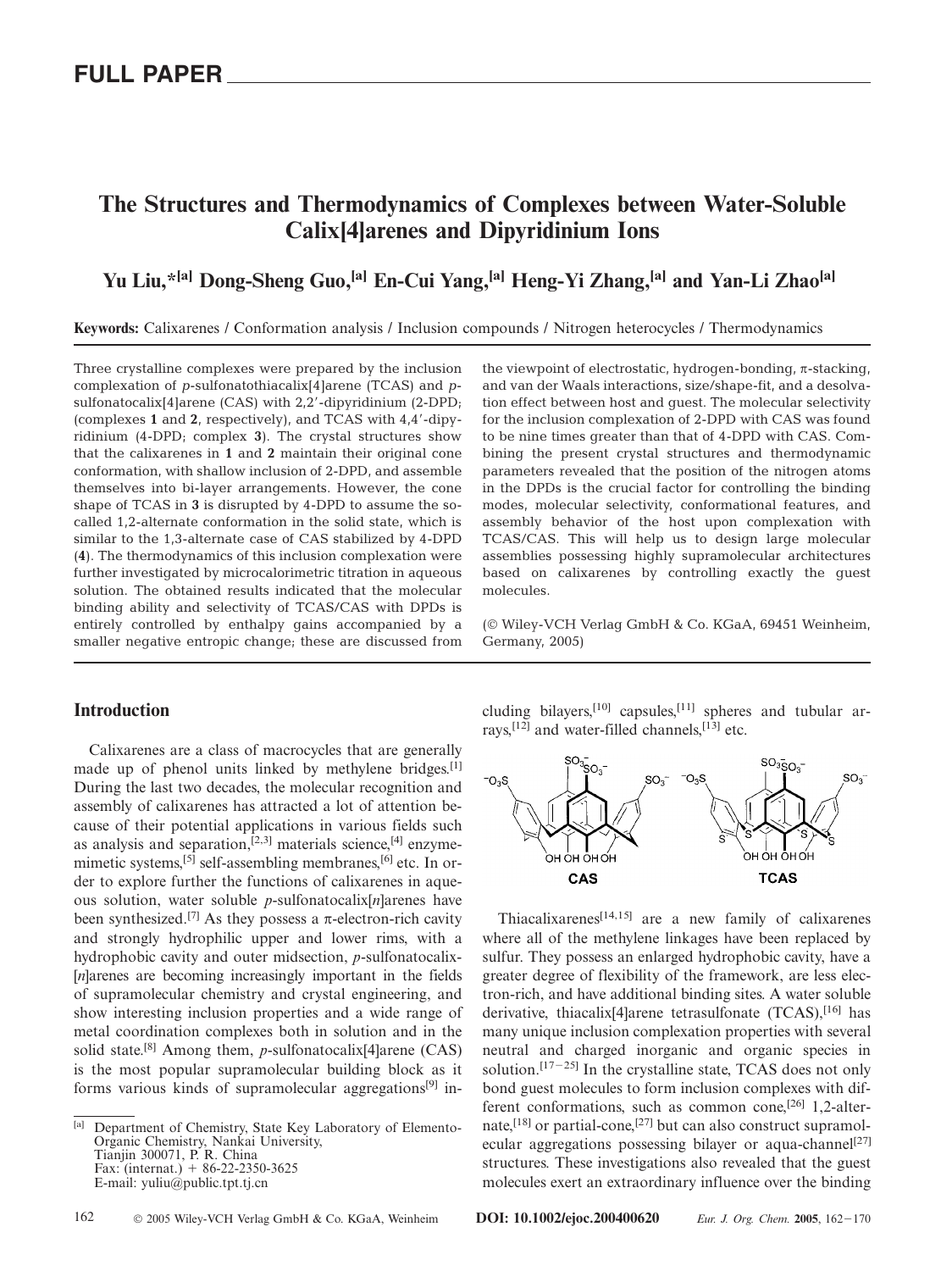# The Structures and Thermodynamics of Complexes between Water-Soluble Calix[4]arenes and Dipyridinium Ions

**Yu Liu,*[a] Dong-Sheng Guo,[a] En-Cui Yang,[a] Heng-Yi Zhang,[a] and Yan-Li Zhao[a]**

**Keywords:** Calixarenes / Conformation analysis / Inclusion compounds / Nitrogen heterocycles / Thermodynamics

Three crystalline complexes were prepared by the inclusion complexation of *p*-sulfonatothiacalix[4]arene (TCAS) and *p*-sulfonatocalix[4]arene (CAS) with 2,2′-dipyridinium (2-DPD; (complexes **1** and **2**, respectively), and TCAS with 4,4′-dipyridinium (4-DPD; complex **3**). The crystal structures show that the calixarenes in **1** and **2** maintain their original cone conformation, with shallow inclusion of 2-DPD, and assemble themselves into bi-layer arrangements. However, the cone shape of TCAS in **3** is disrupted by 4-DPD to assume the so-called 1,2-alternate conformation in the solid state, which is similar to the 1,3-alternate case of CAS stabilized by 4-DPD (**4**). The thermodynamics of this inclusion complexation were further investigated by microcalorimetric titration in aqueous solution. The obtained results indicated that the molecular binding ability and selectivity of TCAS/CAS with DPDs is entirely controlled by enthalpy gains accompanied by a smaller negative entropic change; these are discussed from the viewpoint of electrostatic, hydrogen-bonding, π-stacking, and van der Waals interactions, size/shape-fit, and a desolvation effect between host and guest. The molecular selectivity for the inclusion complexation of 2-DPD with CAS was found to be nine times greater than that of 4-DPD with CAS. Combining the present crystal structures and thermodynamic parameters revealed that the position of the nitrogen atoms in the DPDs is the crucial factor for controlling the binding modes, molecular selectivity, conformational features, and assembly behavior of the host upon complexation with TCAS/CAS. This will help us to design large molecular assemblies possessing highly supramolecular architectures based on calixarenes by controlling exactly the guest molecules.

(© Wiley-VCH Verlag GmbH & Co. KGaA, 69451 Weinheim, Germany, 2005)

## Introduction

Calixarenes are a class of macrocycles that are generally made up of phenol units linked by methylene bridges.[1] During the last two decades, the molecular recognition and assembly of calixarenes has attracted a lot of attention because of their potential applications in various fields such as analysis and separation,[2,3] materials science,[4] enzyme-mimetic systems,[5] self-assembling membranes,[6] etc. In order to explore further the functions of calixarenes in aqueous solution, water soluble *p*-sulfonatocalix[*n*]arenes have been synthesized.[7] As they possess a π-electron-rich cavity and strongly hydrophilic upper and lower rims, with a hydrophobic cavity and outer midsection, *p*-sulfonatocalix[*n*]arenes are becoming increasingly important in the fields of supramolecular chemistry and crystal engineering, and show interesting inclusion properties and a wide range of metal coordination complexes both in solution and in the solid state.[8] Among them, *p*-sulfonatocalix[4]arene (CAS) is the most popular supramolecular building block as it forms various kinds of supramolecular aggregations[9] including bilayers,[10] capsules,[11] spheres and tubular arrays,[12] and water-filled channels,[13] etc.

CAS TCAS

Thiacalixarenes[14,15] are a new family of calixarenes where all of the methylene linkages have been replaced by sulfur. They possess an enlarged hydrophobic cavity, have a greater degree of flexibility of the framework, are less electron-rich, and have additional binding sites. A water soluble derivative, thiacalix[4]arene tetrasulfonate (TCAS),[16] has many unique inclusion complexation properties with several neutral and charged inorganic and organic species in solution.[17–25] In the crystalline state, TCAS does not only bond guest molecules to form inclusion complexes with different conformations, such as common cone,[26] 1,2-alternate,[18] or partial-cone,[27] but can also construct supramolecular aggregations possessing bilayer or aqua-channel[27] structures. These investigations also revealed that the guest molecules exert an extraordinary influence over the binding

[a] Department of Chemistry, State Key Laboratory of Elemento-Organic Chemistry, Nankai University, Tianjin 300071, P. R. China
Fax: (internat.) + 86-22-2350-3625
E-mail: yuliu@public.tpt.tj.cn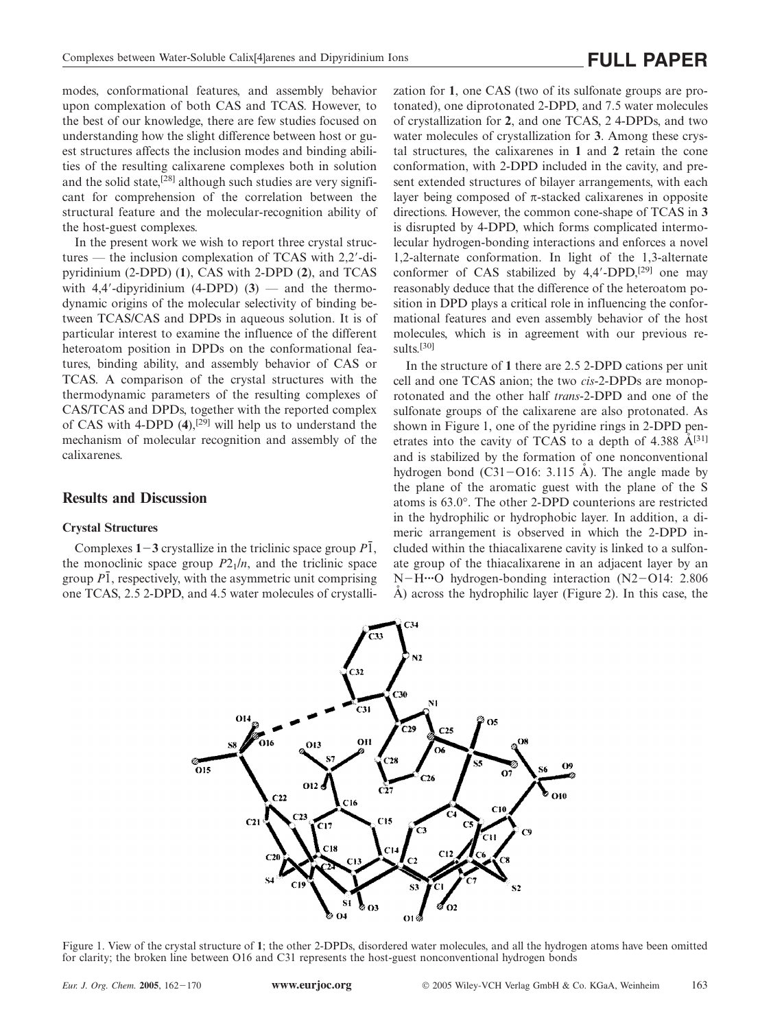modes, conformational features, and assembly behavior upon complexation of both CAS and TCAS. However, to the best of our knowledge, there are few studies focused on understanding how the slight difference between host or guest structures affects the inclusion modes and binding abilities of the resulting calixarene complexes both in solution and the solid state,[28] although such studies are very significant for comprehension of the correlation between the structural feature and the molecular-recognition ability of the host-guest complexes.

In the present work we wish to report three crystal structures — the inclusion complexation of TCAS with 2,2′-dipyridinium (2-DPD) (**1**), CAS with 2-DPD (**2**), and TCAS with 4,4′-dipyridinium (4-DPD) (**3**) — and the thermodynamic origins of the molecular selectivity of binding between TCAS/CAS and DPDs in aqueous solution. It is of particular interest to examine the influence of the different heteroatom position in DPDs on the conformational features, binding ability, and assembly behavior of CAS or TCAS. A comparison of the crystal structures with the thermodynamic parameters of the resulting complexes of CAS/TCAS and DPDs, together with the reported complex of CAS with 4-DPD (**4**),[29] will help us to understand the mechanism of molecular recognition and assembly of the calixarenes.

## Results and Discussion

### Crystal Structures

Complexes **1**−**3** crystallize in the triclinic space group $P\bar{1}$, the monoclinic space group $P2_1/n$, and the triclinic space group $P\bar{1}$, respectively, with the asymmetric unit comprising one TCAS, 2.5 2-DPD, and 4.5 water molecules of crystallization for **1**, one CAS (two of its sulfonate groups are protonated), one diprotonated 2-DPD, and 7.5 water molecules of crystallization for **2**, and one TCAS, 2 4-DPDs, and two water molecules of crystallization for **3**. Among these crystal structures, the calixarenes in **1** and **2** retain the cone conformation, with 2-DPD included in the cavity, and present extended structures of bilayer arrangements, with each layer being composed of π-stacked calixarenes in opposite directions. However, the common cone-shape of TCAS in **3** is disrupted by 4-DPD, which forms complicated intermolecular hydrogen-bonding interactions and enforces a novel 1,2-alternate conformation. In light of the 1,3-alternate conformer of CAS stabilized by 4,4′-DPD,[29] one may reasonably deduce that the difference of the heteroatom position in DPD plays a critical role in influencing the conformational features and even assembly behavior of the host molecules, which is in agreement with our previous results.[30]

In the structure of **1** there are 2.5 2-DPD cations per unit cell and one TCAS anion; the two *cis*-2-DPDs are monoprotonated and the other half *trans*-2-DPD and one of the sulfonate groups of the calixarene are also protonated. As shown in Figure 1, one of the pyridine rings in 2-DPD penetrates into the cavity of TCAS to a depth of 4.388 Å[31] and is stabilized by the formation of one nonconventional hydrogen bond (C31−O16: 3.115 Å). The angle made by the plane of the aromatic guest with the plane of the S atoms is 63.0°. The other 2-DPD counterions are restricted in the hydrophilic or hydrophobic layer. In addition, a dimeric arrangement is observed in which the 2-DPD included within the thiacalixarene cavity is linked to a sulfonate group of the thiacalixarene in an adjacent layer by an N−H···O hydrogen-bonding interaction (N2−O14: 2.806 Å) across the hydrophilic layer (Figure 2). In this case, the

Figure 1. View of the crystal structure of **1**; the other 2-DPDs, disordered water molecules, and all the hydrogen atoms have been omitted for clarity; the broken line between O16 and C31 represents the host-guest nonconventional hydrogen bonds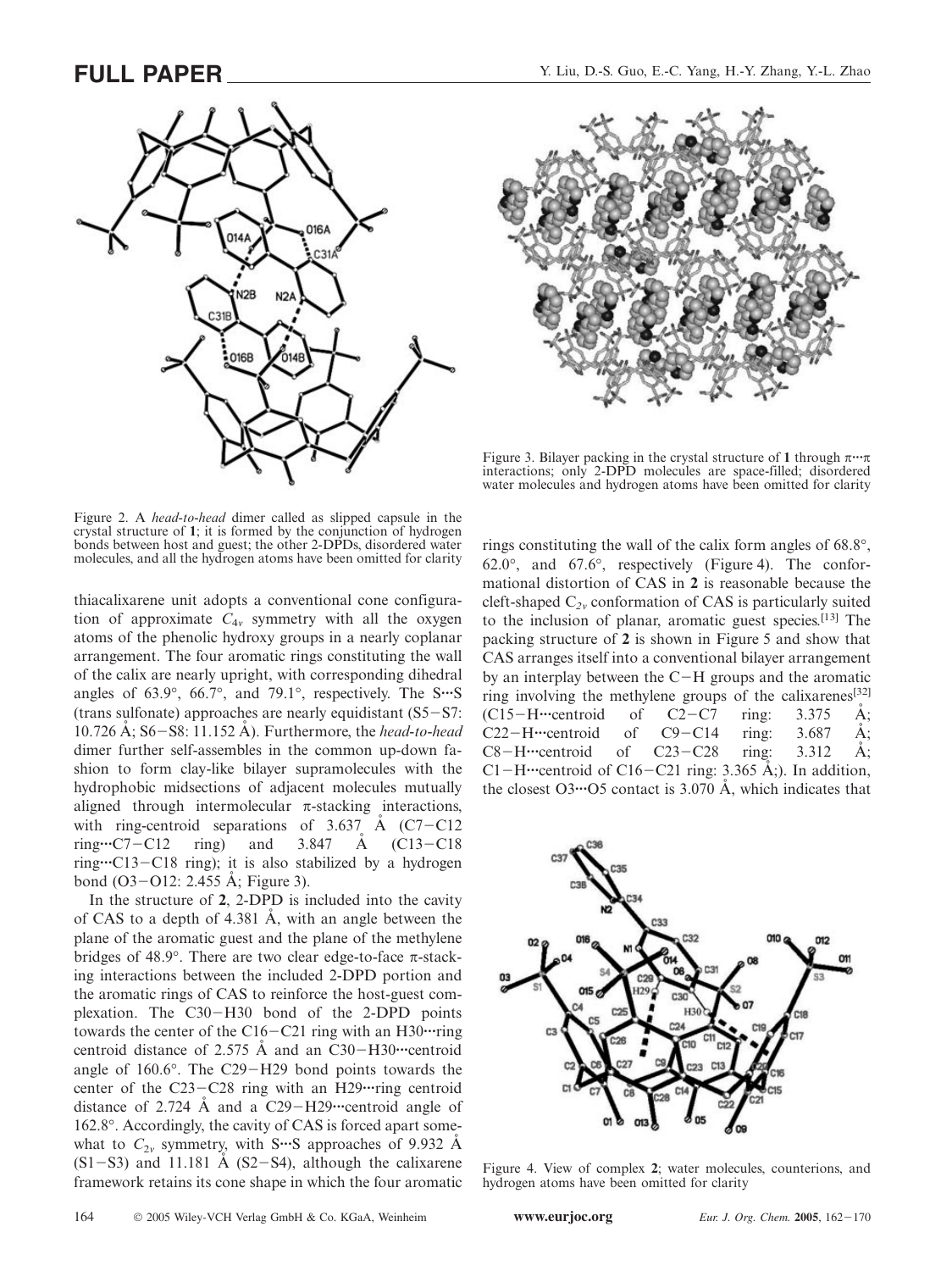Figure 2. A *head-to-head* dimer called as slipped capsule in the crystal structure of **1**; it is formed by the conjunction of hydrogen bonds between host and guest; the other 2-DPDs, disordered water molecules, and all the hydrogen atoms have been omitted for clarity

Figure 3. Bilayer packing in the crystal structure of **1** through π···π interactions; only 2-DPD molecules are space-filled; disordered water molecules and hydrogen atoms have been omitted for clarity

thiacalixarene unit adopts a conventional cone configuration of approximate $C_{4v}$ symmetry with all the oxygen atoms of the phenolic hydroxy groups in a nearly coplanar arrangement. The four aromatic rings constituting the wall of the calix are nearly upright, with corresponding dihedral angles of 63.9°, 66.7°, and 79.1°, respectively. The S···S (trans sulfonate) approaches are nearly equidistant (S5−S7: 10.726 Å; S6−S8: 11.152 Å). Furthermore, the *head-to-head* dimer further self-assembles in the common up-down fashion to form clay-like bilayer supramolecules with the hydrophobic midsections of adjacent molecules mutually aligned through intermolecular π-stacking interactions, with ring-centroid separations of 3.637 Å (C7−C12 ring···C7−C12 ring) and 3.847 Å (C13−C18 ring···C13−C18 ring); it is also stabilized by a hydrogen bond (O3−O12: 2.455 Å; Figure 3).

In the structure of **2**, 2-DPD is included into the cavity of CAS to a depth of 4.381 Å, with an angle between the plane of the aromatic guest and the plane of the methylene bridges of 48.9°. There are two clear edge-to-face π-stacking interactions between the included 2-DPD portion and the aromatic rings of CAS to reinforce the host-guest complexation. The C30−H30 bond of the 2-DPD points towards the center of the C16−C21 ring with an H30···ring centroid distance of 2.575 Å and an C30−H30···centroid angle of 160.6°. The C29−H29 bond points towards the center of the C23−C28 ring with an H29···ring centroid distance of 2.724 Å and a C29−H29···centroid angle of 162.8°. Accordingly, the cavity of CAS is forced apart somewhat to $C_{2v}$ symmetry, with S···S approaches of 9.932 Å (S1−S3) and 11.181 Å (S2−S4), although the calixarene framework retains its cone shape in which the four aromatic rings constituting the wall of the calix form angles of 68.8°, 62.0°, and 67.6°, respectively (Figure 4). The conformational distortion of CAS in **2** is reasonable because the cleft-shaped $C_{2v}$ conformation of CAS is particularly suited to the inclusion of planar, aromatic guest species.[13] The packing structure of **2** is shown in Figure 5 and show that CAS arranges itself into a conventional bilayer arrangement by an interplay between the C−H groups and the aromatic ring involving the methylene groups of the calixarenes[32] (C15−H···centroid of C2−C7 ring: 3.375 Å; C22−H···centroid of C9−C14 ring: 3.687 Å; C8−H···centroid of C23−C28 ring: 3.312 Å; C1−H···centroid of C16−C21 ring: 3.365 Å;). In addition, the closest O3···O5 contact is 3.070 Å, which indicates that

Figure 4. View of complex **2**; water molecules, counterions, and hydrogen atoms have been omitted for clarity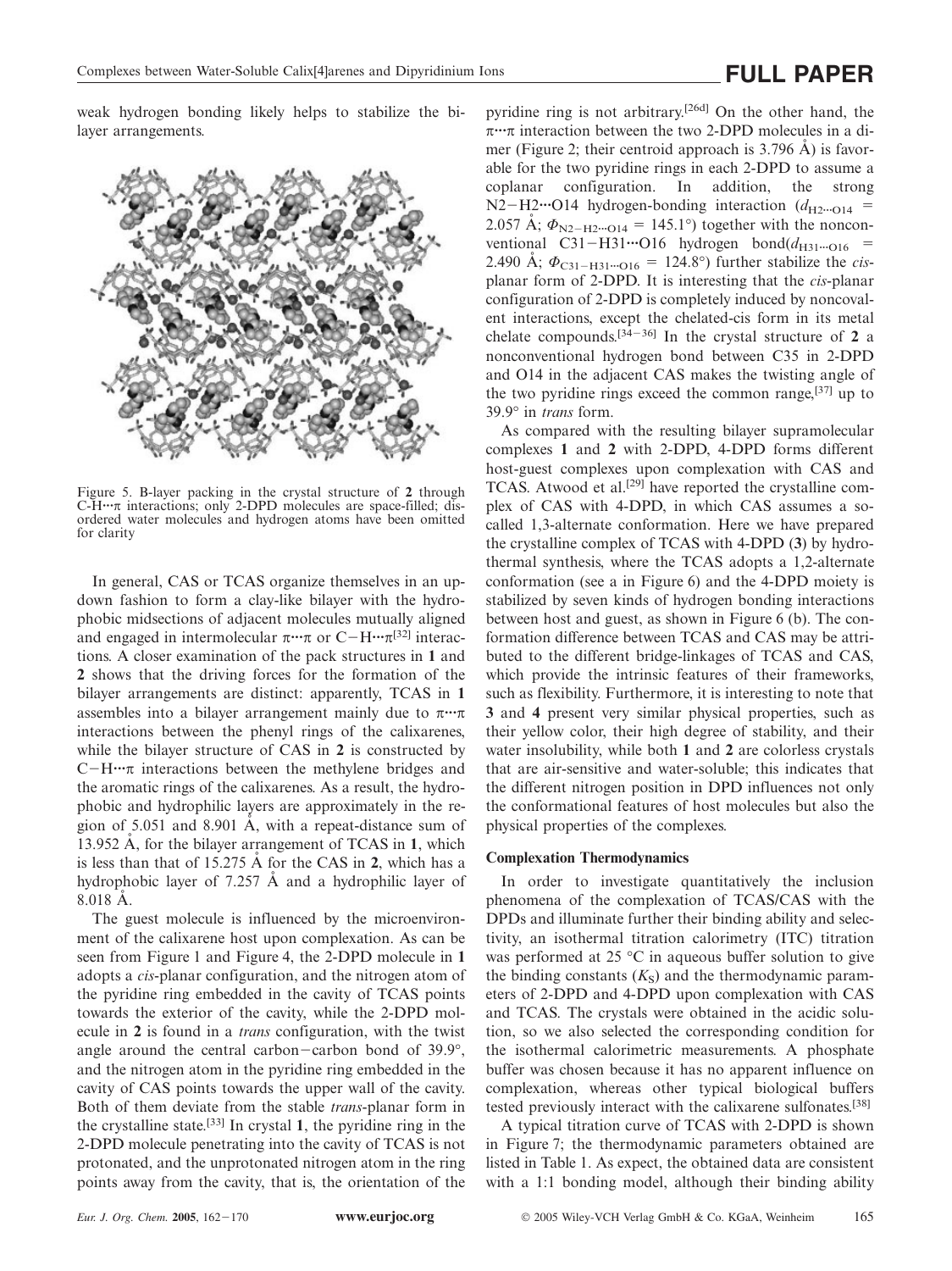weak hydrogen bonding likely helps to stabilize the bilayer arrangements.

Figure 5. B-layer packing in the crystal structure of **2** through C-H···π interactions; only 2-DPD molecules are space-filled; disordered water molecules and hydrogen atoms have been omitted for clarity

In general, CAS or TCAS organize themselves in an up-down fashion to form a clay-like bilayer with the hydrophobic midsections of adjacent molecules mutually aligned and engaged in intermolecular π···π or C−H···π[32] interactions. A closer examination of the pack structures in **1** and **2** shows that the driving forces for the formation of the bilayer arrangements are distinct: apparently, TCAS in **1** assembles into a bilayer arrangement mainly due to π···π interactions between the phenyl rings of the calixarenes, while the bilayer structure of CAS in **2** is constructed by C−H···π interactions between the methylene bridges and the aromatic rings of the calixarenes. As a result, the hydrophobic and hydrophilic layers are approximately in the region of 5.051 and 8.901 Å, with a repeat-distance sum of 13.952 Å, for the bilayer arrangement of TCAS in **1**, which is less than that of 15.275 Å for the CAS in **2**, which has a hydrophobic layer of 7.257 Å and a hydrophilic layer of 8.018 Å.

The guest molecule is influenced by the microenvironment of the calixarene host upon complexation. As can be seen from Figure 1 and Figure 4, the 2-DPD molecule in **1** adopts a *cis*-planar configuration, and the nitrogen atom of the pyridine ring embedded in the cavity of TCAS points towards the exterior of the cavity, while the 2-DPD molecule in **2** is found in a *trans* configuration, with the twist angle around the central carbon−carbon bond of 39.9°, and the nitrogen atom in the pyridine ring embedded in the cavity of CAS points towards the upper wall of the cavity. Both of them deviate from the stable *trans*-planar form in the crystalline state.[33] In crystal **1**, the pyridine ring in the 2-DPD molecule penetrating into the cavity of TCAS is not protonated, and the unprotonated nitrogen atom in the ring points away from the cavity, that is, the orientation of the pyridine ring is not arbitrary.[26d] On the other hand, the π···π interaction between the two 2-DPD molecules in a dimer (Figure 2; their centroid approach is 3.796 Å) is favorable for the two pyridine rings in each 2-DPD to assume a coplanar configuration. In addition, the strong N2−H2···O14 hydrogen-bonding interaction ($d_{H2···O14}$ = 2.057 Å; $\Phi_{N2-H2···O14}$ = 145.1°) together with the nonconventional C31−H31···O16 hydrogen bond($d_{H31···O16}$ = 2.490 Å; $\Phi_{C31-H31···O16}$ = 124.8°) further stabilize the *cis*-planar form of 2-DPD. It is interesting that the *cis*-planar configuration of 2-DPD is completely induced by noncovalent interactions, except the chelated-cis form in its metal chelate compounds.[34−36] In the crystal structure of **2** a nonconventional hydrogen bond between C35 in 2-DPD and O14 in the adjacent CAS makes the twisting angle of the two pyridine rings exceed the common range,[37] up to 39.9° in *trans* form.

As compared with the resulting bilayer supramolecular complexes **1** and **2** with 2-DPD, 4-DPD forms different host-guest complexes upon complexation with CAS and TCAS. Atwood et al.[29] have reported the crystalline complex of CAS with 4-DPD, in which CAS assumes a so-called 1,3-alternate conformation. Here we have prepared the crystalline complex of TCAS with 4-DPD (**3**) by hydrothermal synthesis, where the TCAS adopts a 1,2-alternate conformation (see a in Figure 6) and the 4-DPD moiety is stabilized by seven kinds of hydrogen bonding interactions between host and guest, as shown in Figure 6 (b). The conformation difference between TCAS and CAS may be attributed to the different bridge-linkages of TCAS and CAS, which provide the intrinsic features of their frameworks, such as flexibility. Furthermore, it is interesting to note that **3** and **4** present very similar physical properties, such as their yellow color, their high degree of stability, and their water insolubility, while both **1** and **2** are colorless crystals that are air-sensitive and water-soluble; this indicates that the different nitrogen position in DPD influences not only the conformational features of host molecules but also the physical properties of the complexes.

### Complexation Thermodynamics

In order to investigate quantitatively the inclusion phenomena of the complexation of TCAS/CAS with the DPDs and illuminate further their binding ability and selectivity, an isothermal titration calorimetry (ITC) titration was performed at 25 °C in aqueous buffer solution to give the binding constants ($K_S$) and the thermodynamic parameters of 2-DPD and 4-DPD upon complexation with CAS and TCAS. The crystals were obtained in the acidic solution, so we also selected the corresponding condition for the isothermal calorimetric measurements. A phosphate buffer was chosen because it has no apparent influence on complexation, whereas other typical biological buffers tested previously interact with the calixarene sulfonates.[38]

A typical titration curve of TCAS with 2-DPD is shown in Figure 7; the thermodynamic parameters obtained are listed in Table 1. As expect, the obtained data are consistent with a 1:1 bonding model, although their binding ability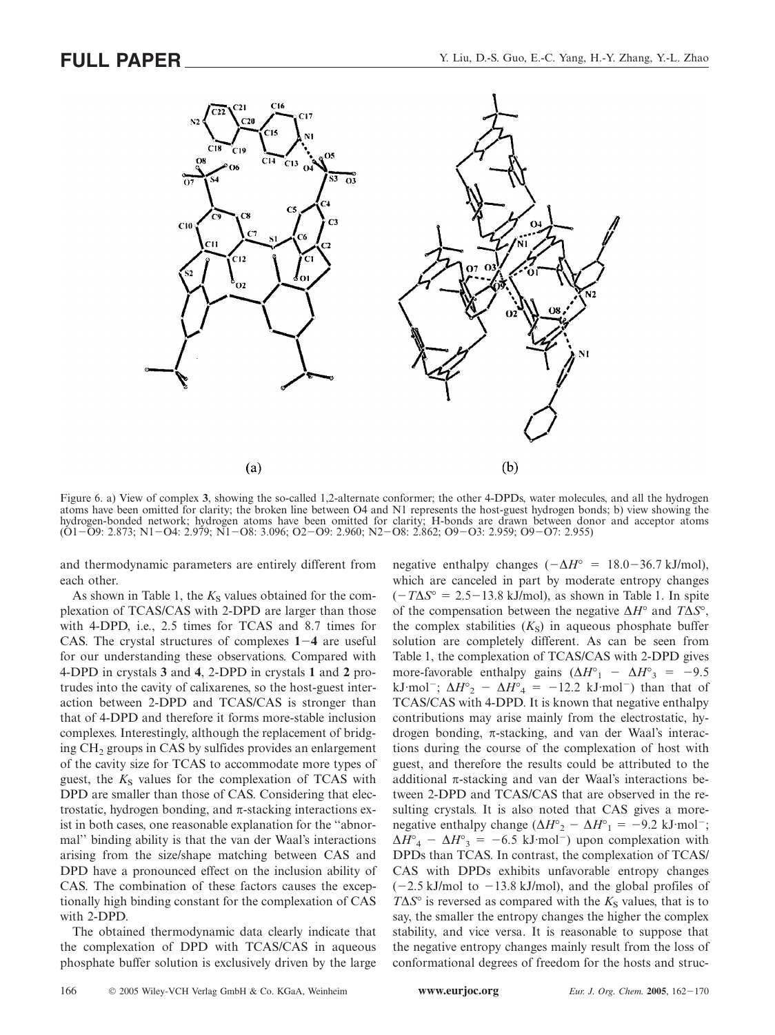Figure 6. a) View of complex **3**, showing the so-called 1,2-alternate conformer; the other 4-DPDs, water molecules, and all the hydrogen atoms have been omitted for clarity; the broken line between O4 and N1 represents the host-guest hydrogen bonds; b) view showing the hydrogen-bonded network; hydrogen atoms have been omitted for clarity; H-bonds are drawn between donor and acceptor atoms (O1–O9: 2.873; N1–O4: 2.979; N1–O8: 3.096; O2–O9: 2.960; N2–O8: 2.862; O9–O3: 2.959; O9–O7: 2.955)

and thermodynamic parameters are entirely different from each other.

As shown in Table 1, the $K_S$ values obtained for the complexation of TCAS/CAS with 2-DPD are larger than those with 4-DPD, i.e., 2.5 times for TCAS and 8.7 times for CAS. The crystal structures of complexes **1**–**4** are useful for our understanding these observations. Compared with 4-DPD in crystals **3** and **4**, 2-DPD in crystals **1** and **2** protrudes into the cavity of calixarenes, so the host-guest interaction between 2-DPD and TCAS/CAS is stronger than that of 4-DPD and therefore it forms more-stable inclusion complexes. Interestingly, although the replacement of bridging $CH_2$ groups in CAS by sulfides provides an enlargement of the cavity size for TCAS to accommodate more types of guest, the $K_S$ values for the complexation of TCAS with DPD are smaller than those of CAS. Considering that electrostatic, hydrogen bonding, and π-stacking interactions exist in both cases, one reasonable explanation for the "abnormal" binding ability is that the van der Waal's interactions arising from the size/shape matching between CAS and DPD have a pronounced effect on the inclusion ability of CAS. The combination of these factors causes the exceptionally high binding constant for the complexation of CAS with 2-DPD.

The obtained thermodynamic data clearly indicate that the complexation of DPD with TCAS/CAS in aqueous phosphate buffer solution is exclusively driven by the large negative enthalpy changes ($-\Delta H^\circ$ = 18.0–36.7 kJ/mol), which are canceled in part by moderate entropy changes ($-T\Delta S^\circ$ = 2.5–13.8 kJ/mol), as shown in Table 1. In spite of the compensation between the negative $\Delta H^\circ$ and $T\Delta S^\circ$, the complex stabilities ($K_S$) in aqueous phosphate buffer solution are completely different. As can be seen from Table 1, the complexation of TCAS/CAS with 2-DPD gives more-favorable enthalpy gains ($\Delta H^\circ_1 - \Delta H^\circ_3$ = $-9.5$ kJ·mol$^{-}$; $\Delta H^\circ_2 - \Delta H^\circ_4$ = $-12.2$ kJ·mol$^{-}$) than that of TCAS/CAS with 4-DPD. It is known that negative enthalpy contributions may arise mainly from the electrostatic, hydrogen bonding, π-stacking, and van der Waal's interactions during the course of the complexation of host with guest, and therefore the results could be attributed to the additional π-stacking and van der Waal's interactions between 2-DPD and TCAS/CAS that are observed in the resulting crystals. It is also noted that CAS gives a more-negative enthalpy change ($\Delta H^\circ_2 - \Delta H^\circ_1$ = $-9.2$ kJ·mol$^{-}$; $\Delta H^\circ_4 - \Delta H^\circ_3$ = $-6.5$ kJ·mol$^{-}$) upon complexation with DPDs than TCAS. In contrast, the complexation of TCAS/CAS with DPDs exhibits unfavorable entropy changes ($-2.5$ kJ/mol to $-13.8$ kJ/mol), and the global profiles of $T\Delta S^\circ$ is reversed as compared with the $K_S$ values, that is to say, the smaller the entropy changes the higher the complex stability, and vice versa. It is reasonable to suppose that the negative entropy changes mainly result from the loss of conformational degrees of freedom for the hosts and struc-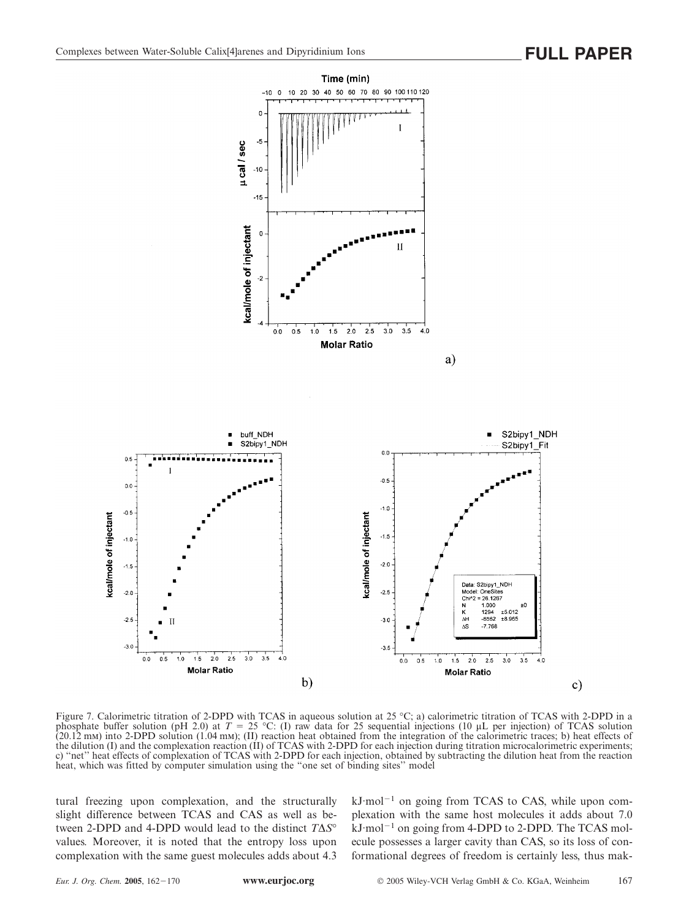Figure 7. Calorimetric titration of 2-DPD with TCAS in aqueous solution at 25 °C; a) calorimetric titration of TCAS with 2-DPD in a phosphate buffer solution (pH 2.0) at $T$ = 25 °C: (I) raw data for 25 sequential injections (10 μL per injection) of TCAS solution (20.12 mM) into 2-DPD solution (1.04 mM); (II) reaction heat obtained from the integration of the calorimetric traces; b) heat effects of the dilution (I) and the complexation reaction (II) of TCAS with 2-DPD for each injection during titration microcalorimetric experiments; c) "net" heat effects of complexation of TCAS with 2-DPD for each injection, obtained by subtracting the dilution heat from the reaction heat, which was fitted by computer simulation using the "one set of binding sites" model

tural freezing upon complexation, and the structurally slight difference between TCAS and CAS as well as between 2-DPD and 4-DPD would lead to the distinct $T\Delta S°$ values. Moreover, it is noted that the entropy loss upon complexation with the same guest molecules adds about 4.3 kJ·mol$^{-1}$ on going from TCAS to CAS, while upon complexation with the same host molecules it adds about 7.0 kJ·mol$^{-1}$ on going from 4-DPD to 2-DPD. The TCAS molecule possesses a larger cavity than CAS, so its loss of conformational degrees of freedom is certainly less, thus mak-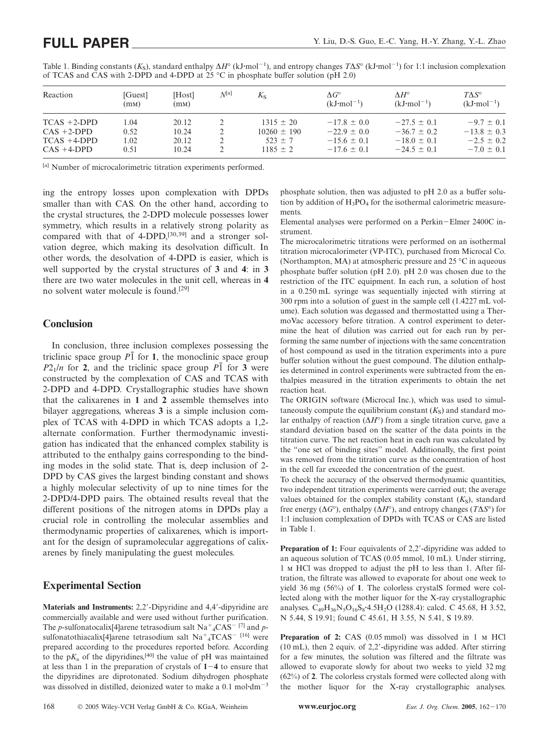Table 1. Binding constants ($K_S$), standard enthalpy $\Delta H°$ (kJ·mol$^{-1}$), and entropy changes $T\Delta S°$ (kJ·mol$^{-1}$) for 1:1 inclusion complexation of TCAS and CAS with 2-DPD and 4-DPD at 25 °C in phosphate buffer solution (pH 2.0)

| Reaction | [Guest] (mM) | [Host] (mM) | $N$[a] | $K_S$ | $\Delta G°$ (kJ·mol$^{-1}$) | $\Delta H°$ (kJ·mol$^{-1}$) | $T\Delta S°$ (kJ·mol$^{-1}$) |
|---|---|---|---|---|---|---|---|
| TCAS +2-DPD | 1.04 | 20.12 | 2 | 1315 ± 20 | −17.8 ± 0.0 | −27.5 ± 0.1 | −9.7 ± 0.1 |
| CAS +2-DPD | 0.52 | 10.24 | 2 | 10260 ± 190 | −22.9 ± 0.0 | −36.7 ± 0.2 | −13.8 ± 0.3 |
| TCAS +4-DPD | 1.02 | 20.12 | 2 | 523 ± 7 | −15.6 ± 0.1 | −18.0 ± 0.1 | −2.5 ± 0.2 |
| CAS +4-DPD | 0.51 | 10.24 | 2 | 1185 ± 2 | −17.6 ± 0.1 | −24.5 ± 0.1 | −7.0 ± 0.1 |

[a] Number of microcalorimetric titration experiments performed.

ing the entropy losses upon complexation with DPDs smaller than with CAS. On the other hand, according to the crystal structures, the 2-DPD molecule possesses lower symmetry, which results in a relatively strong polarity as compared with that of 4-DPD,[30,39] and a stronger solvation degree, which making its desolvation difficult. In other words, the desolvation of 4-DPD is easier, which is well supported by the crystal structures of **3** and **4**: in **3** there are two water molecules in the unit cell, whereas in **4** no solvent water molecule is found.[29]

## Conclusion

In conclusion, three inclusion complexes possessing the triclinic space group $P\bar{1}$ for **1**, the monoclinic space group $P2_1/n$ for **2**, and the triclinic space group $P\bar{1}$ for **3** were constructed by the complexation of CAS and TCAS with 2-DPD and 4-DPD. Crystallographic studies have shown that the calixarenes in **1** and **2** assemble themselves into bilayer aggregations, whereas **3** is a simple inclusion complex of TCAS with 4-DPD in which TCAS adopts a 1,2-alternate conformation. Further thermodynamic investigation has indicated that the enhanced complex stability is attributed to the enthalpy gains corresponding to the binding modes in the solid state. That is, deep inclusion of 2-DPD by CAS gives the largest binding constant and shows a highly molecular selectivity of up to nine times for the 2-DPD/4-DPD pairs. The obtained results reveal that the different positions of the nitrogen atoms in DPDs play a crucial role in controlling the molecular assemblies and thermodynamic properties of calixarenes, which is important for the design of supramolecular aggregations of calixarenes by finely manipulating the guest molecules.

## Experimental Section

**Materials and Instruments:** 2,2′-Dipyridine and 4,4′-dipyridine are commercially available and were used without further purification. The *p*-sulfonatocalix[4]arene tetrasodium salt $Na^{+}_{4}CAS^{-}$ [7] and *p*-sulfonatothiacalix[4]arene tetrasodium salt $Na^{+}_{4}TCAS^{-}$ [16] were prepared according to the procedures reported before. According to the p$K_a$ of the dipyridines,[40] the value of pH was maintained at less than 1 in the preparation of crystals of **1**−**4** to ensure that the dipyridines are diprotonated. Sodium dihydrogen phosphate was dissolved in distilled, deionized water to make a 0.1 mol·dm$^{-3}$ phosphate solution, then was adjusted to pH 2.0 as a buffer solution by addition of $H_3PO_4$ for the isothermal calorimetric measurements.

Elemental analyses were performed on a Perkin−Elmer 2400C instrument.

The microcalorimetric titrations were performed on an isothermal titration microcalorimeter (VP-ITC), purchased from Microcal Co. (Northampton, MA) at atmospheric pressure and 25 °C in aqueous phosphate buffer solution (pH 2.0). pH 2.0 was chosen due to the restriction of the ITC equipment. In each run, a solution of host in a 0.250 mL syringe was sequentially injected with stirring at 300 rpm into a solution of guest in the sample cell (1.4227 mL volume). Each solution was degassed and thermostatted using a ThermoVac accessory before titration. A control experiment to determine the heat of dilution was carried out for each run by performing the same number of injections with the same concentration of host compound as used in the titration experiments into a pure buffer solution without the guest compound. The dilution enthalpies determined in control experiments were subtracted from the enthalpies measured in the titration experiments to obtain the net reaction heat.

The ORIGIN software (Microcal Inc.), which was used to simultaneously compute the equilibrium constant ($K_S$) and standard molar enthalpy of reaction ($\Delta H°$) from a single titration curve, gave a standard deviation based on the scatter of the data points in the titration curve. The net reaction heat in each run was calculated by the "one set of binding sites" model. Additionally, the first point was removed from the titration curve as the concentration of host in the cell far exceeded the concentration of the guest.

To check the accuracy of the observed thermodynamic quantities, two independent titration experiments were carried out; the average values obtained for the complex stability constant ($K_S$), standard free energy ($\Delta G°$), enthalpy ($\Delta H°$), and entropy changes ($T\Delta S°$) for 1:1 inclusion complexation of DPDs with TCAS or CAS are listed in Table 1.

**Preparation of 1:** Four equivalents of 2,2′-dipyridine was added to an aqueous solution of TCAS (0.05 mmol, 10 mL). Under stirring, 1 M HCl was dropped to adjust the pH to less than 1. After filtration, the filtrate was allowed to evaporate for about one week to yield 36 mg (56%) of **1**. The colorless crystalS formed were collected along with the mother liquor for the X-ray crystallographic analyses. $C_{49}H_{36}N_5O_{16}S_8$·4.5$H_2O$ (1288.4): calcd. C 45.68, H 3.52, N 5.44, S 19.91; found C 45.61, H 3.55, N 5.41, S 19.89.

**Preparation of 2:** CAS (0.05 mmol) was dissolved in 1 M HCl (10 mL), then 2 equiv. of 2,2′-dipyridine was added. After stirring for a few minutes, the solution was filtered and the filtrate was allowed to evaporate slowly for about two weeks to yield 32 mg (62%) of **2**. The colorless crystals formed were collected along with the mother liquor for the X-ray crystallographic analyses.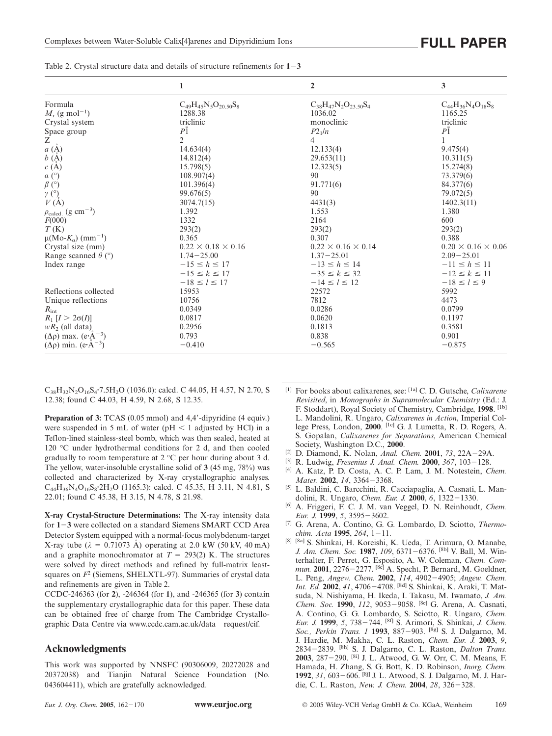Table 2. Crystal structure data and details of structure refinements for **1**−**3**

| | 1 | 2 | 3 |
|---|---|---|---|
| Formula | $C_{49}H_{45}N_5O_{20.50}S_8$ | $C_{38}H_{47}N_2O_{23.50}S_4$ | $C_{44}H_{36}N_4O_{18}S_8$ |
| $M_r$ (g mol$^{-1}$) | 1288.38 | 1036.02 | 1165.25 |
| Crystal system | triclinic | monoclinic | triclinic |
| Space group | $P\bar{1}$ | $P2_1/n$ | $P\bar{1}$ |
| Z | 2 | 4 | 1 |
| $a$ (Å) | 14.634(4) | 12.133(4) | 9.475(4) |
| $b$ (Å) | 14.812(4) | 29.653(11) | 10.311(5) |
| $c$ (Å) | 15.798(5) | 12.323(5) | 15.274(8) |
| $\alpha$ (°) | 108.907(4) | 90 | 73.379(6) |
| $\beta$ (°) | 101.396(4) | 91.771(6) | 84.377(6) |
| $\gamma$ (°) | 99.676(5) | 90 | 79.072(5) |
| $V$ (Å) | 3074.7(15) | 4431(3) | 1402.3(11) |
| $\rho_{calcd.}$ (g cm$^{-3}$) | 1.392 | 1.553 | 1.380 |
| $F(000)$ | 1332 | 2164 | 600 |
| $T$ (K) | 293(2) | 293(2) | 293(2) |
| $\mu$(Mo-$K_a$) (mm$^{-1}$) | 0.365 | 0.307 | 0.388 |
| Crystal size (mm) | 0.22 × 0.18 × 0.16 | 0.22 × 0.16 × 0.14 | 0.20 × 0.16 × 0.06 |
| Range scanned $\theta$ (°) | 1.74−25.00 | 1.37−25.01 | 2.09−25.01 |
| Index range | $-15 \le h \le 17$ | $-13 \le h \le 14$ | $-11 \le h \le 11$ |
| | $-15 \le k \le 17$ | $-35 \le k \le 32$ | $-12 \le k \le 11$ |
| | $-18 \le l \le 17$ | $-14 \le l \le 12$ | $-18 \le l \le 9$ |
| Reflections collected | 15953 | 22572 | 5992 |
| Unique reflections | 10756 | 7812 | 4473 |
| $R_{int}$ | 0.0349 | 0.0286 | 0.0799 |
| $R_1$ [$I > 2\sigma(I)$] | 0.0817 | 0.0620 | 0.1197 |
| $wR_2$ (all data) | 0.2956 | 0.1813 | 0.3581 |
| ($\Delta\rho$) max. (e·Å$^{-3}$) | 0.793 | 0.838 | 0.901 |
| ($\Delta\rho$) min. (e·Å$^{-3}$) | −0.410 | −0.565 | −0.875 |

$C_{38}H_{32}N_2O_{16}S_4 \cdot 7.5H_2O$ (1036.0): calcd. C 44.05, H 4.57, N 2.70, S 12.38; found C 44.03, H 4.59, N 2.68, S 12.35.

**Preparation of 3:** TCAS (0.05 mmol) and 4,4′-dipyridine (4 equiv.) were suspended in 5 mL of water (pH < 1 adjusted by HCl) in a Teflon-lined stainless-steel bomb, which was then sealed, heated at 120 °C under hydrothermal conditions for 2 d, and then cooled gradually to room temperature at 2 °C per hour during about 3 d. The yellow, water-insoluble crystalline solid of **3** (45 mg, 78%) was collected and characterized by X-ray crystallographic analyses. $C_{44}H_{36}N_4O_{16}S_8 \cdot 2H_2O$ (1165.3): calcd. C 45.35, H 3.11, N 4.81, S 22.01; found C 45.38, H 3.15, N 4.78, S 21.98.

**X-ray Crystal-Structure Determinations:** The X-ray intensity data for **1**−**3** were collected on a standard Siemens SMART CCD Area Detector System equipped with a normal-focus molybdenum-target X-ray tube ($\lambda$ = 0.71073 Å) operating at 2.0 kW (50 kV, 40 mA) and a graphite monochromator at $T$ = 293(2) K. The structures were solved by direct methods and refined by full-matrix least-squares on $F^2$ (Siemens, SHELXTL-97). Summaries of crystal data and refinements are given in Table 2.

CCDC-246363 (for **2**), -246364 (for **1**), and -246365 (for **3**) contain the supplementary crystallographic data for this paper. These data can be obtained free of charge from The Cambridge Crystallographic Data Centre via www.ccdc.cam.ac.uk/data request/cif.

## Acknowledgments

This work was supported by NNSFC (90306009, 20272028 and 20372038) and Tianjin Natural Science Foundation (No. 043604411), which are gratefully acknowledged.

---

[1] For books about calixarenes, see: [1a] C. D. Gutsche, *Calixarene Revisited*, in *Monographs in Supramolecular Chemistry* (Ed.: J. F. Stoddart), Royal Society of Chemistry, Cambridge, **1998**. [1b] L. Mandolini, R. Ungaro, *Calixarenes in Action*, Imperial College Press, London, **2000**. [1c] G. J. Lumetta, R. D. Rogers, A. S. Gopalan, *Calixarenes for Separations*, American Chemical Society, Washington D.C., **2000**.

[2] D. Diamond, K. Nolan, *Anal. Chem.* **2001**, *73*, 22A−29A.

[3] R. Ludwig, *Fresenius J. Anal. Chem.* **2000**, *367*, 103−128.

[4] A. Katz, P. D. Costa, A. C. P. Lam, J. M. Notestein, *Chem. Mater.* **2002**, *14*, 3364−3368.

[5] L. Baldini, C. Barcchini, R. Cacciapaglia, A. Casnati, L. Mandolini, R. Ungaro, *Chem. Eur. J.* **2000**, *6*, 1322−1330.

[6] A. Friggeri, F. C. J. M. van Veggel, D. N. Reinhoudt, *Chem. Eur. J.* **1999**, *5*, 3595−3602.

[7] G. Arena, A. Contino, G. G. Lombardo, D. Sciotto, *Thermochim. Acta* **1995**, *264*, 1−11.

[8] [8a] S. Shinkai, K. Koreishi, K. Ueda, T. Arimura, O. Manabe, *J. Am. Chem. Soc.* **1987**, *109*, 6371−6376. [8b] V. Ball, M. Winterhalter, F. Perret, G. Esposito, A. W. Coleman, *Chem. Commun.* **2001**, 2276−2277. [8c] A. Specht, P. Bernard, M. Goeldner, L. Peng, *Angew. Chem.* **2002**, *114*, 4902−4905; *Angew. Chem. Int. Ed.* **2002**, *41*, 4706−4708. [8d] S. Shinkai, K. Araki, T. Matsuda, N. Nishiyama, H. Ikeda, I. Takasu, M. Iwamoto, *J. Am. Chem. Soc.* **1990**, *112*, 9053−9058. [8e] G. Arena, A. Casnati, A. Contino, G. G. Lombardo, S. Sciotto, R. Ungaro, *Chem. Eur. J.* **1999**, *5*, 738−744. [8f] S. Arimori, S. Shinkai, *J. Chem. Soc., Perkin Trans. 1* **1993**, 887−903. [8g] S. J. Dalgarno, M. J. Hardie, M. Makha, C. L. Raston, *Chem. Eur. J.* **2003**, *9*, 2834−2839. [8h] S. J. Dalgarno, C. L. Raston, *Dalton Trans.* **2003**, 287−290. [8i] J. L. Atwood, G. W. Orr, C. M. Means, F. Hamada, H. Zhang, S. G. Bott, K. D. Robinson, *Inorg. Chem.* **1992**, *31*, 603−606. [8j] J. L. Atwood, S. J. Dalgarno, M. J. Hardie, C. L. Raston, *New. J. Chem.* **2004**, *28*, 326−328.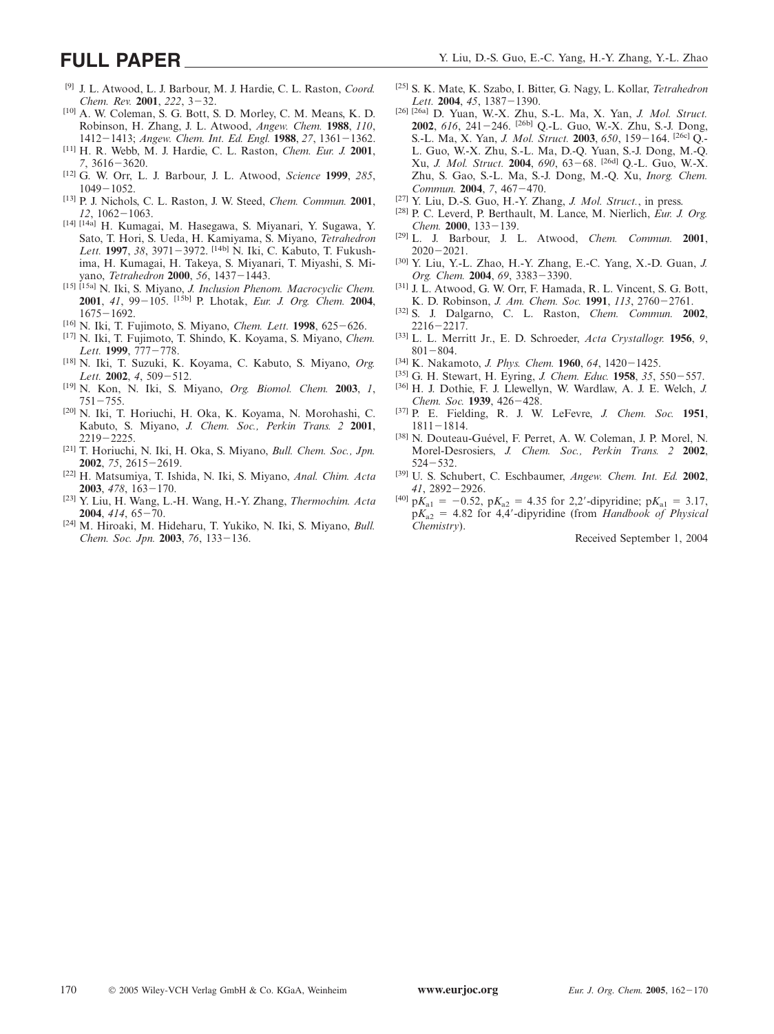[9] J. L. Atwood, L. J. Barbour, M. J. Hardie, C. L. Raston, *Coord. Chem. Rev.* **2001**, *222*, 3–32.

[10] A. W. Coleman, S. G. Bott, S. D. Morley, C. M. Means, K. D. Robinson, H. Zhang, J. L. Atwood, *Angew. Chem.* **1988**, *110*, 1412–1413; *Angew. Chem. Int. Ed. Engl.* **1988**, *27*, 1361–1362.

[11] H. R. Webb, M. J. Hardie, C. L. Raston, *Chem. Eur. J.* **2001**, *7*, 3616–3620.

[12] G. W. Orr, L. J. Barbour, J. L. Atwood, *Science* **1999**, *285*, 1049–1052.

[13] P. J. Nichols, C. L. Raston, J. W. Steed, *Chem. Commun.* **2001**, *12*, 1062–1063.

[14] [14a] H. Kumagai, M. Hasegawa, S. Miyanari, Y. Sugawa, Y. Sato, T. Hori, S. Ueda, H. Kamiyama, S. Miyano, *Tetrahedron Lett.* **1997**, *38*, 3971–3972. [14b] N. Iki, C. Kabuto, T. Fukushima, H. Kumagai, H. Takeya, S. Miyanari, T. Miyashi, S. Miyano, *Tetrahedron* **2000**, *56*, 1437–1443.

[15] [15a] N. Iki, S. Miyano, *J. Inclusion Phenom. Macrocyclic Chem.* **2001**, *41*, 99–105. [15b] P. Lhotak, *Eur. J. Org. Chem.* **2004**, 1675–1692.

[16] N. Iki, T. Fujimoto, S. Miyano, *Chem. Lett.* **1998**, 625–626.

[17] N. Iki, T. Fujimoto, T. Shindo, K. Koyama, S. Miyano, *Chem. Lett.* **1999**, 777–778.

[18] N. Iki, T. Suzuki, K. Koyama, C. Kabuto, S. Miyano, *Org. Lett.* **2002**, *4*, 509–512.

[19] N. Kon, N. Iki, S. Miyano, *Org. Biomol. Chem.* **2003**, *1*, 751–755.

[20] N. Iki, T. Horiuchi, H. Oka, K. Koyama, N. Morohashi, C. Kabuto, S. Miyano, *J. Chem. Soc., Perkin Trans. 2* **2001**, 2219–2225.

[21] T. Horiuchi, N. Iki, H. Oka, S. Miyano, *Bull. Chem. Soc., Jpn.* **2002**, *75*, 2615–2619.

[22] H. Matsumiya, T. Ishida, N. Iki, S. Miyano, *Anal. Chim. Acta* **2003**, *478*, 163–170.

[23] Y. Liu, H. Wang, L.-H. Wang, H.-Y. Zhang, *Thermochim. Acta* **2004**, *414*, 65–70.

[24] M. Hiroaki, M. Hideharu, T. Yukiko, N. Iki, S. Miyano, *Bull. Chem. Soc. Jpn.* **2003**, *76*, 133–136.

[25] S. K. Mate, K. Szabo, I. Bitter, G. Nagy, L. Kollar, *Tetrahedron Lett.* **2004**, *45*, 1387–1390.

[26] [26a] D. Yuan, W.-X. Zhu, S.-L. Ma, X. Yan, *J. Mol. Struct.* **2002**, *616*, 241–246. [26b] Q.-L. Guo, W.-X. Zhu, S.-J. Dong, S.-L. Ma, X. Yan, *J. Mol. Struct.* **2003**, *650*, 159–164. [26c] Q.-L. Guo, W.-X. Zhu, S.-L. Ma, D.-Q. Yuan, S.-J. Dong, M.-Q. Xu, *J. Mol. Struct.* **2004**, *690*, 63–68. [26d] Q.-L. Guo, W.-X. Zhu, S. Gao, S.-L. Ma, S.-J. Dong, M.-Q. Xu, *Inorg. Chem. Commun.* **2004**, *7*, 467–470.

[27] Y. Liu, D.-S. Guo, H.-Y. Zhang, *J. Mol. Struct.*, in press.

[28] P. C. Leverd, P. Berthault, M. Lance, M. Nierlich, *Eur. J. Org. Chem.* **2000**, 133–139.

[29] L. J. Barbour, J. L. Atwood, *Chem. Commun.* **2001**, 2020–2021.

[30] Y. Liu, Y.-L. Zhao, H.-Y. Zhang, E.-C. Yang, X.-D. Guan, *J. Org. Chem.* **2004**, *69*, 3383–3390.

[31] J. L. Atwood, G. W. Orr, F. Hamada, R. L. Vincent, S. G. Bott, K. D. Robinson, *J. Am. Chem. Soc.* **1991**, *113*, 2760–2761.

[32] S. J. Dalgarno, C. L. Raston, *Chem. Commun.* **2002**, 2216–2217.

[33] L. L. Merritt Jr., E. D. Schroeder, *Acta Crystallogr.* **1956**, *9*, 801–804.

[34] K. Nakamoto, *J. Phys. Chem.* **1960**, *64*, 1420–1425.

[35] G. H. Stewart, H. Eyring, *J. Chem. Educ.* **1958**, *35*, 550–557.

[36] H. J. Dothie, F. J. Llewellyn, W. Wardlaw, A. J. E. Welch, *J. Chem. Soc.* **1939**, 426–428.

[37] P. E. Fielding, R. J. W. LeFevre, *J. Chem. Soc.* **1951**, 1811–1814.

[38] N. Douteau-Guével, F. Perret, A. W. Coleman, J. P. Morel, N. Morel-Desrosiers, *J. Chem. Soc., Perkin Trans. 2* **2002**, 524–532.

[39] U. S. Schubert, C. Eschbaumer, *Angew. Chem. Int. Ed.* **2002**, *41*, 2892–2926.

[40] $pK_{a1} = -0.52$, $pK_{a2} = 4.35$ for 2,2′-dipyridine; $pK_{a1} = 3.17$, $pK_{a2} = 4.82$ for 4,4′-dipyridine (from *Handbook of Physical Chemistry*).

Received September 1, 2004